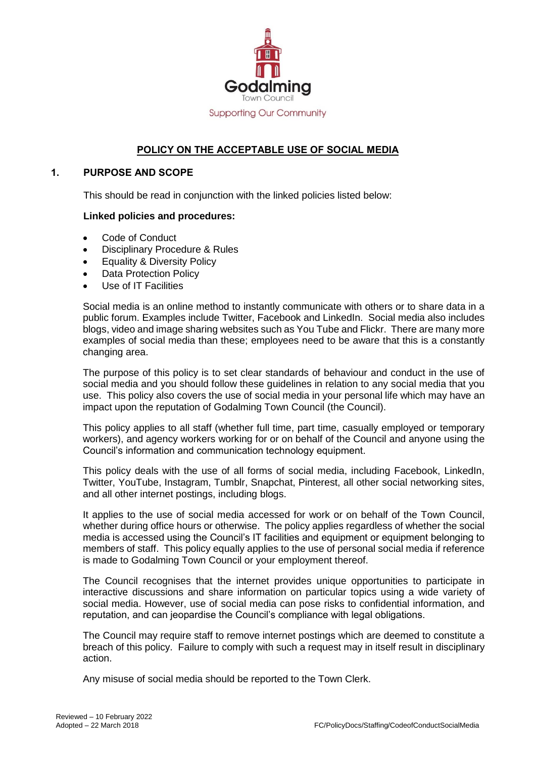Godalming

Town Council

Supporting Our Community

# POLICY ON THE ACCEPTABLE USE OF SOCIAL MEDIA

## 1. PURPOSE AND SCOPE

This should be read in conjunction with the linked policies listed below:

**Linked policies and procedures:**

- Code of Conduct
- Disciplinary Procedure & Rules
- Equality & Diversity Policy
- Data Protection Policy
- Use of IT Facilities

Social media is an online method to instantly communicate with others or to share data in a public forum. Examples include Twitter, Facebook and LinkedIn. Social media also includes blogs, video and image sharing websites such as You Tube and Flickr. There are many more examples of social media than these; employees need to be aware that this is a constantly changing area.

The purpose of this policy is to set clear standards of behaviour and conduct in the use of social media and you should follow these guidelines in relation to any social media that you use. This policy also covers the use of social media in your personal life which may have an impact upon the reputation of Godalming Town Council (the Council).

This policy applies to all staff (whether full time, part time, casually employed or temporary workers), and agency workers working for or on behalf of the Council and anyone using the Council's information and communication technology equipment.

This policy deals with the use of all forms of social media, including Facebook, LinkedIn, Twitter, YouTube, Instagram, Tumblr, Snapchat, Pinterest, all other social networking sites, and all other internet postings, including blogs.

It applies to the use of social media accessed for work or on behalf of the Town Council, whether during office hours or otherwise. The policy applies regardless of whether the social media is accessed using the Council's IT facilities and equipment or equipment belonging to members of staff. This policy equally applies to the use of personal social media if reference is made to Godalming Town Council or your employment thereof.

The Council recognises that the internet provides unique opportunities to participate in interactive discussions and share information on particular topics using a wide variety of social media. However, use of social media can pose risks to confidential information, and reputation, and can jeopardise the Council's compliance with legal obligations.

The Council may require staff to remove internet postings which are deemed to constitute a breach of this policy. Failure to comply with such a request may in itself result in disciplinary action.

Any misuse of social media should be reported to the Town Clerk.

Reviewed – 10 February 2022
Adopted – 22 March 2018

FC/PolicyDocs/Staffing/CodeofConductSocialMedia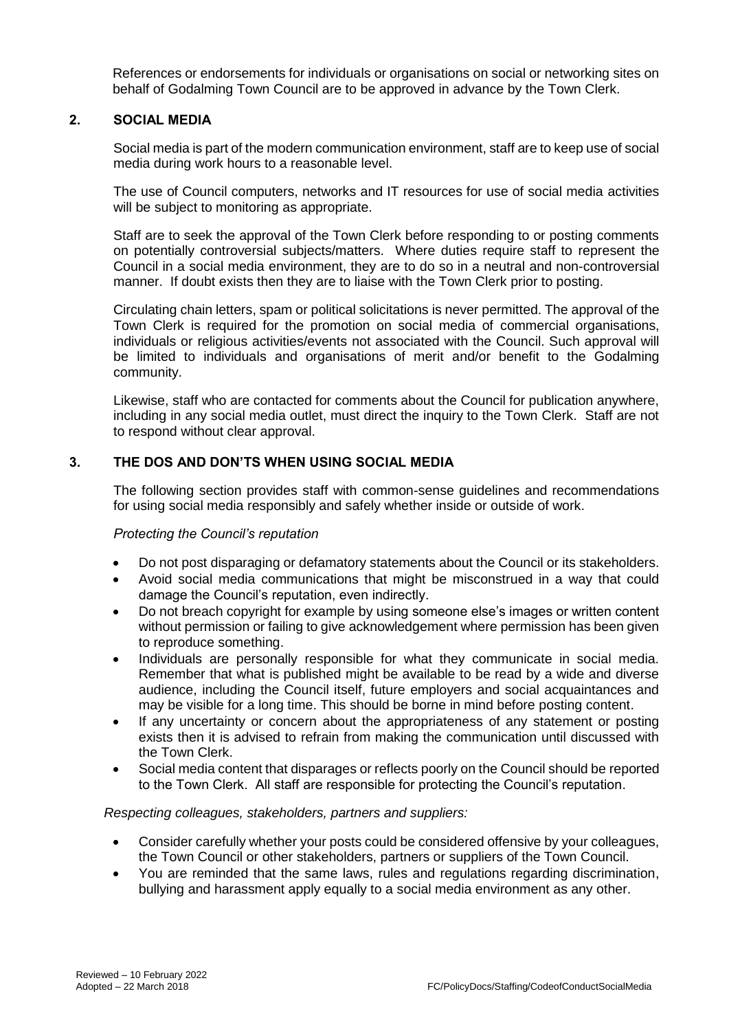References or endorsements for individuals or organisations on social or networking sites on behalf of Godalming Town Council are to be approved in advance by the Town Clerk.

## 2. SOCIAL MEDIA

Social media is part of the modern communication environment, staff are to keep use of social media during work hours to a reasonable level.

The use of Council computers, networks and IT resources for use of social media activities will be subject to monitoring as appropriate.

Staff are to seek the approval of the Town Clerk before responding to or posting comments on potentially controversial subjects/matters. Where duties require staff to represent the Council in a social media environment, they are to do so in a neutral and non-controversial manner. If doubt exists then they are to liaise with the Town Clerk prior to posting.

Circulating chain letters, spam or political solicitations is never permitted. The approval of the Town Clerk is required for the promotion on social media of commercial organisations, individuals or religious activities/events not associated with the Council. Such approval will be limited to individuals and organisations of merit and/or benefit to the Godalming community.

Likewise, staff who are contacted for comments about the Council for publication anywhere, including in any social media outlet, must direct the inquiry to the Town Clerk. Staff are not to respond without clear approval.

## 3. THE DOS AND DON'TS WHEN USING SOCIAL MEDIA

The following section provides staff with common-sense guidelines and recommendations for using social media responsibly and safely whether inside or outside of work.

*Protecting the Council's reputation*

- Do not post disparaging or defamatory statements about the Council or its stakeholders.
- Avoid social media communications that might be misconstrued in a way that could damage the Council's reputation, even indirectly.
- Do not breach copyright for example by using someone else's images or written content without permission or failing to give acknowledgement where permission has been given to reproduce something.
- Individuals are personally responsible for what they communicate in social media. Remember that what is published might be available to be read by a wide and diverse audience, including the Council itself, future employers and social acquaintances and may be visible for a long time. This should be borne in mind before posting content.
- If any uncertainty or concern about the appropriateness of any statement or posting exists then it is advised to refrain from making the communication until discussed with the Town Clerk.
- Social media content that disparages or reflects poorly on the Council should be reported to the Town Clerk. All staff are responsible for protecting the Council's reputation.

*Respecting colleagues, stakeholders, partners and suppliers:*

- Consider carefully whether your posts could be considered offensive by your colleagues, the Town Council or other stakeholders, partners or suppliers of the Town Council.
- You are reminded that the same laws, rules and regulations regarding discrimination, bullying and harassment apply equally to a social media environment as any other.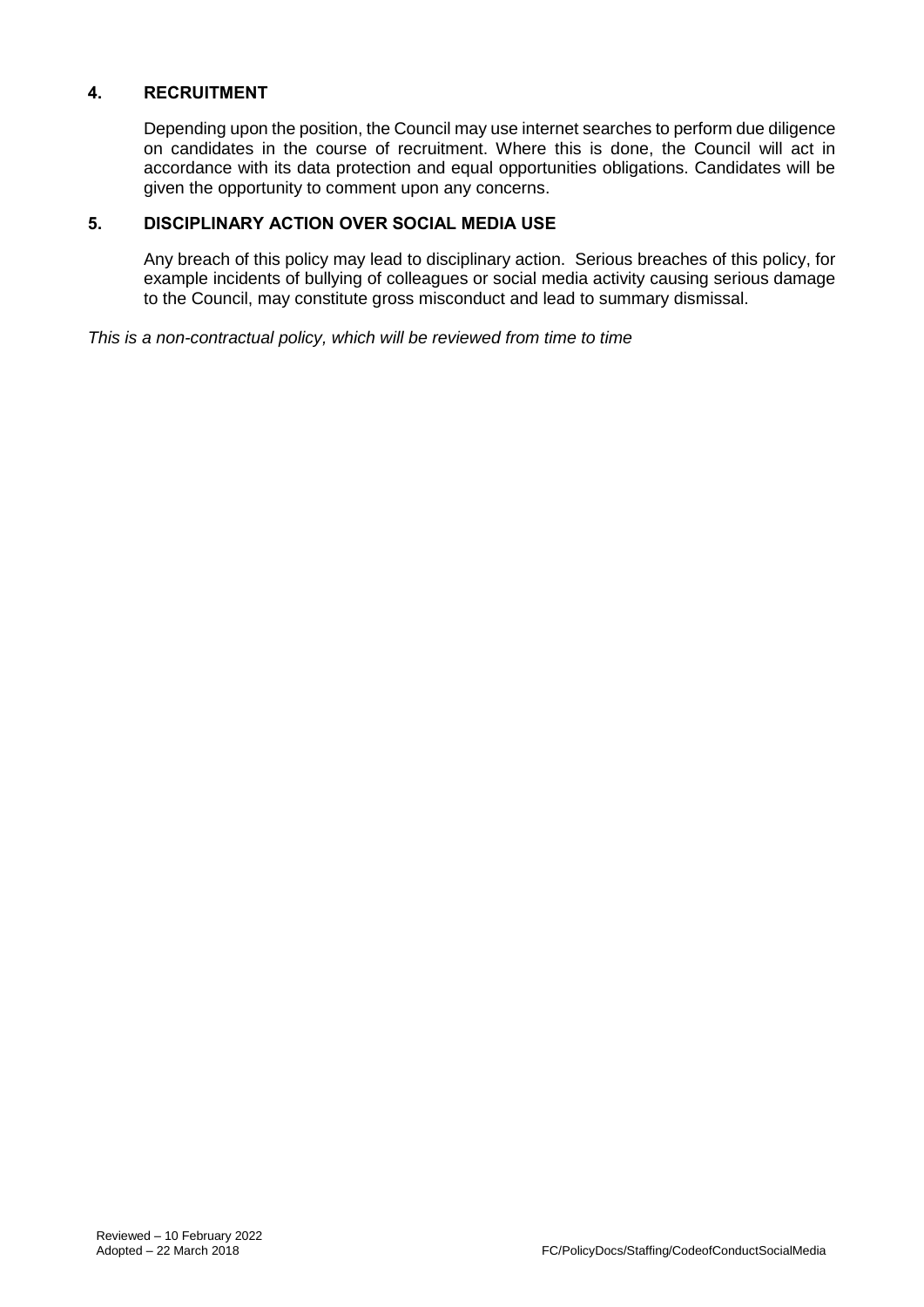## 4. RECRUITMENT

Depending upon the position, the Council may use internet searches to perform due diligence on candidates in the course of recruitment. Where this is done, the Council will act in accordance with its data protection and equal opportunities obligations. Candidates will be given the opportunity to comment upon any concerns.

## 5. DISCIPLINARY ACTION OVER SOCIAL MEDIA USE

Any breach of this policy may lead to disciplinary action. Serious breaches of this policy, for example incidents of bullying of colleagues or social media activity causing serious damage to the Council, may constitute gross misconduct and lead to summary dismissal.

*This is a non-contractual policy, which will be reviewed from time to time*

Reviewed – 10 February 2022
Adopted – 22 March 2018

FC/PolicyDocs/Staffing/CodeofConductSocialMedia